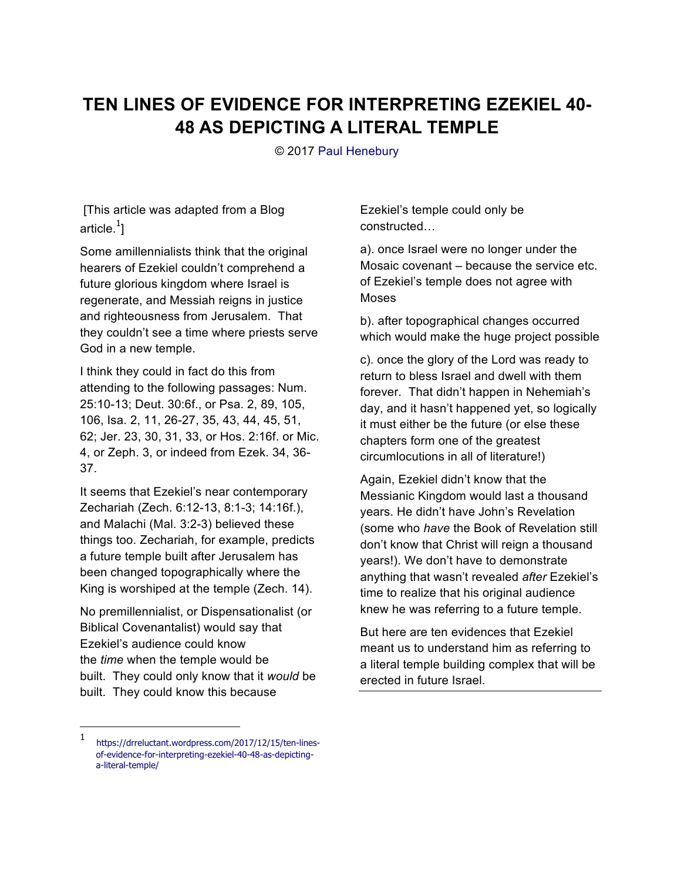# TEN LINES OF EVIDENCE FOR INTERPRETING EZEKIEL 40-48 AS DEPICTING A LITERAL TEMPLE

© 2017 Paul Henebury

[This article was adapted from a Blog article.[1]]

Some amillennialists think that the original hearers of Ezekiel couldn't comprehend a future glorious kingdom where Israel is regenerate, and Messiah reigns in justice and righteousness from Jerusalem. That they couldn't see a time where priests serve God in a new temple.

I think they could in fact do this from attending to the following passages: Num. 25:10-13; Deut. 30:6f., or Psa. 2, 89, 105, 106, Isa. 2, 11, 26-27, 35, 43, 44, 45, 51, 62; Jer. 23, 30, 31, 33, or Hos. 2:16f. or Mic. 4, or Zeph. 3, or indeed from Ezek. 34, 36-37.

It seems that Ezekiel's near contemporary Zechariah (Zech. 6:12-13, 8:1-3; 14:16f.), and Malachi (Mal. 3:2-3) believed these things too. Zechariah, for example, predicts a future temple built after Jerusalem has been changed topographically where the King is worshiped at the temple (Zech. 14).

No premillennialist, or Dispensationalist (or Biblical Covenantalist) would say that Ezekiel's audience could know the *time* when the temple would be built. They could only know that it *would* be built. They could know this because Ezekiel's temple could only be constructed…

a). once Israel were no longer under the Mosaic covenant – because the service etc. of Ezekiel's temple does not agree with Moses

b). after topographical changes occurred which would make the huge project possible

c). once the glory of the Lord was ready to return to bless Israel and dwell with them forever. That didn't happen in Nehemiah's day, and it hasn't happened yet, so logically it must either be the future (or else these chapters form one of the greatest circumlocutions in all of literature!)

Again, Ezekiel didn't know that the Messianic Kingdom would last a thousand years. He didn't have John's Revelation (some who *have* the Book of Revelation still don't know that Christ will reign a thousand years!). We don't have to demonstrate anything that wasn't revealed *after* Ezekiel's time to realize that his original audience knew he was referring to a future temple.

But here are ten evidences that Ezekiel meant us to understand him as referring to a literal temple building complex that will be erected in future Israel.

---

[1] https://drreluctant.wordpress.com/2017/12/15/ten-lines-of-evidence-for-interpreting-ezekiel-40-48-as-depicting-a-literal-temple/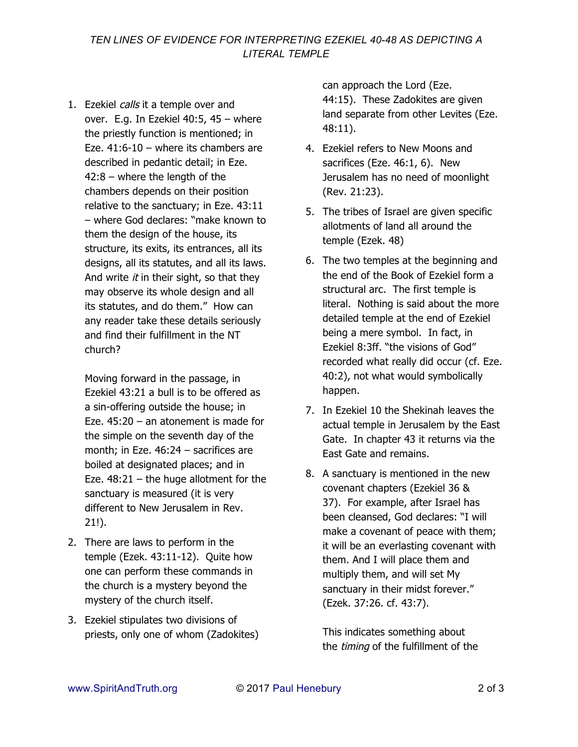# TEN LINES OF EVIDENCE FOR INTERPRETING EZEKIEL 40-48 AS DEPICTING A LITERAL TEMPLE

1. Ezekiel *calls* it a temple over and over. E.g. In Ezekiel 40:5, 45 – where the priestly function is mentioned; in Eze. 41:6-10 – where its chambers are described in pedantic detail; in Eze. 42:8 – where the length of the chambers depends on their position relative to the sanctuary; in Eze. 43:11 – where God declares: "make known to them the design of the house, its structure, its exits, its entrances, all its designs, all its statutes, and all its laws. And write *it* in their sight, so that they may observe its whole design and all its statutes, and do them." How can any reader take these details seriously and find their fulfillment in the NT church?

   Moving forward in the passage, in Ezekiel 43:21 a bull is to be offered as a sin-offering outside the house; in Eze. 45:20 – an atonement is made for the simple on the seventh day of the month; in Eze. 46:24 – sacrifices are boiled at designated places; and in Eze. 48:21 – the huge allotment for the sanctuary is measured (it is very different to New Jerusalem in Rev. 21!).

2. There are laws to perform in the temple (Ezek. 43:11-12). Quite how one can perform these commands in the church is a mystery beyond the mystery of the church itself.

3. Ezekiel stipulates two divisions of priests, only one of whom (Zadokites) can approach the Lord (Eze. 44:15). These Zadokites are given land separate from other Levites (Eze. 48:11).

4. Ezekiel refers to New Moons and sacrifices (Eze. 46:1, 6). New Jerusalem has no need of moonlight (Rev. 21:23).

5. The tribes of Israel are given specific allotments of land all around the temple (Ezek. 48)

6. The two temples at the beginning and the end of the Book of Ezekiel form a structural arc. The first temple is literal. Nothing is said about the more detailed temple at the end of Ezekiel being a mere symbol. In fact, in Ezekiel 8:3ff. "the visions of God" recorded what really did occur (cf. Eze. 40:2), not what would symbolically happen.

7. In Ezekiel 10 the Shekinah leaves the actual temple in Jerusalem by the East Gate. In chapter 43 it returns via the East Gate and remains.

8. A sanctuary is mentioned in the new covenant chapters (Ezekiel 36 & 37). For example, after Israel has been cleansed, God declares: "I will make a covenant of peace with them; it will be an everlasting covenant with them. And I will place them and multiply them, and will set My sanctuary in their midst forever." (Ezek. 37:26. cf. 43:7).

   This indicates something about the *timing* of the fulfillment of the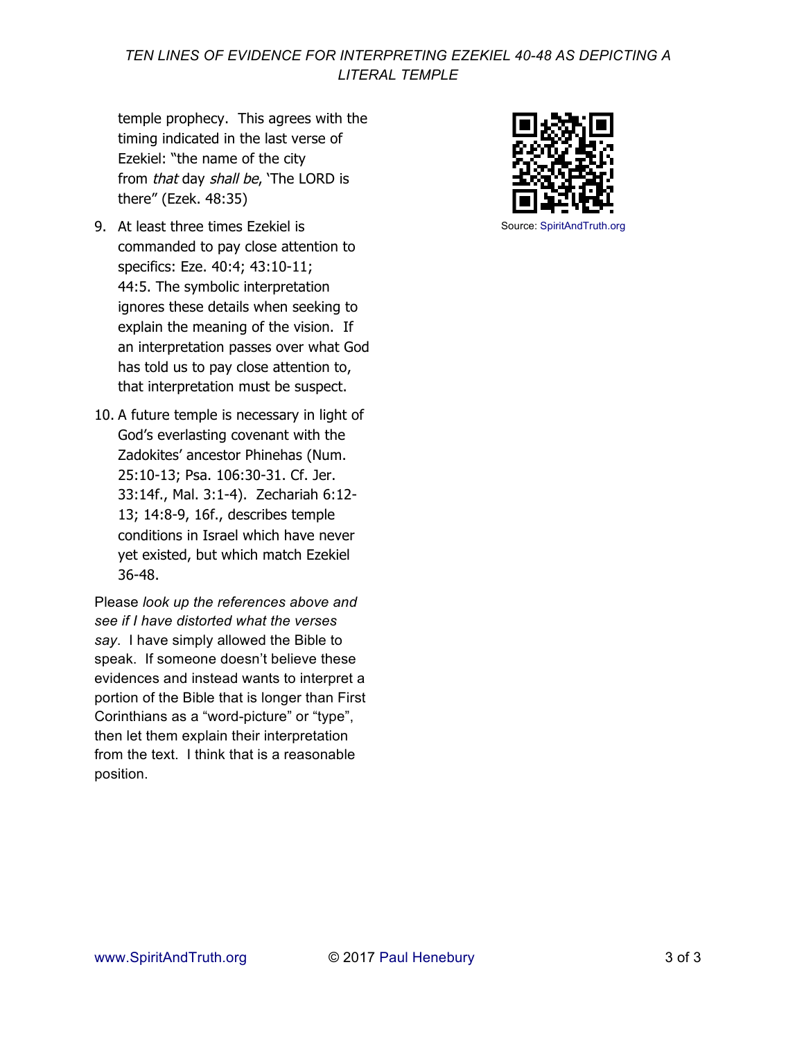temple prophecy. This agrees with the timing indicated in the last verse of Ezekiel: "the name of the city from *that* day *shall be*, 'The LORD is there" (Ezek. 48:35)

9. At least three times Ezekiel is commanded to pay close attention to specifics: Eze. 40:4; 43:10-11; 44:5. The symbolic interpretation ignores these details when seeking to explain the meaning of the vision. If an interpretation passes over what God has told us to pay close attention to, that interpretation must be suspect.

10. A future temple is necessary in light of God's everlasting covenant with the Zadokites' ancestor Phinehas (Num. 25:10-13; Psa. 106:30-31. Cf. Jer. 33:14f., Mal. 3:1-4). Zechariah 6:12-13; 14:8-9, 16f., describes temple conditions in Israel which have never yet existed, but which match Ezekiel 36-48.

Please *look up the references above and see if I have distorted what the verses say*. I have simply allowed the Bible to speak. If someone doesn't believe these evidences and instead wants to interpret a portion of the Bible that is longer than First Corinthians as a "word-picture" or "type", then let them explain their interpretation from the text. I think that is a reasonable position.

Source: SpiritAndTruth.org